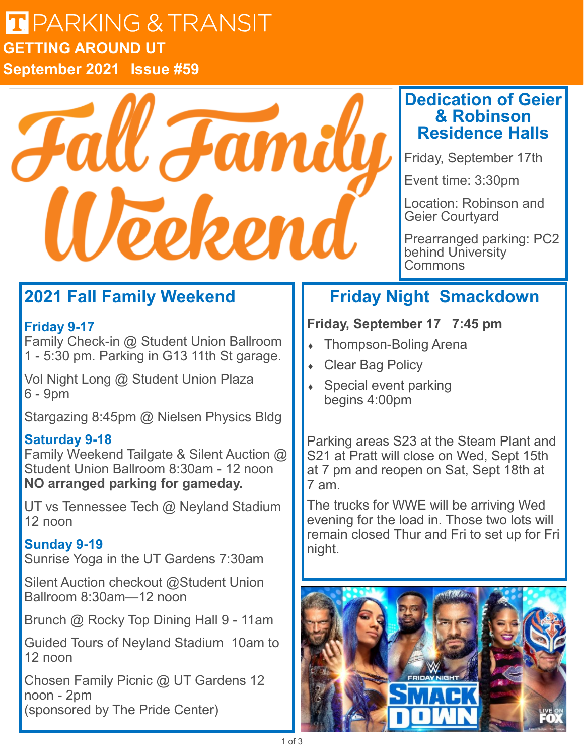# PARKING & TRANSIT

## GETTING AROUND UT

**September 2021 Issue #59**

# Fall Family Weekend

## Dedication of Geier & Robinson Residence Halls

Friday, September 17th

Event time: 3:30pm

Location: Robinson and Geier Courtyard

Prearranged parking: PC2 behind University Commons

## 2021 Fall Family Weekend

### Friday 9-17

Family Check-in @ Student Union Ballroom 1 - 5:30 pm. Parking in G13 11th St garage.

Vol Night Long @ Student Union Plaza 6 - 9pm

Stargazing 8:45pm @ Nielsen Physics Bldg

### Saturday 9-18

Family Weekend Tailgate & Silent Auction @ Student Union Ballroom 8:30am - 12 noon
**NO arranged parking for gameday.**

UT vs Tennessee Tech @ Neyland Stadium 12 noon

### Sunday 9-19

Sunrise Yoga in the UT Gardens 7:30am

Silent Auction checkout @Student Union Ballroom 8:30am—12 noon

Brunch @ Rocky Top Dining Hall 9 - 11am

Guided Tours of Neyland Stadium 10am to 12 noon

Chosen Family Picnic @ UT Gardens 12 noon - 2pm
(sponsored by The Pride Center)

## Friday Night Smackdown

**Friday, September 17 7:45 pm**

- Thompson-Boling Arena
- Clear Bag Policy
- Special event parking begins 4:00pm

Parking areas S23 at the Steam Plant and S21 at Pratt will close on Wed, Sept 15th at 7 pm and reopen on Sat, Sept 18th at 7 am.

The trucks for WWE will be arriving Wed evening for the load in. Those two lots will remain closed Thur and Fri to set up for Fri night.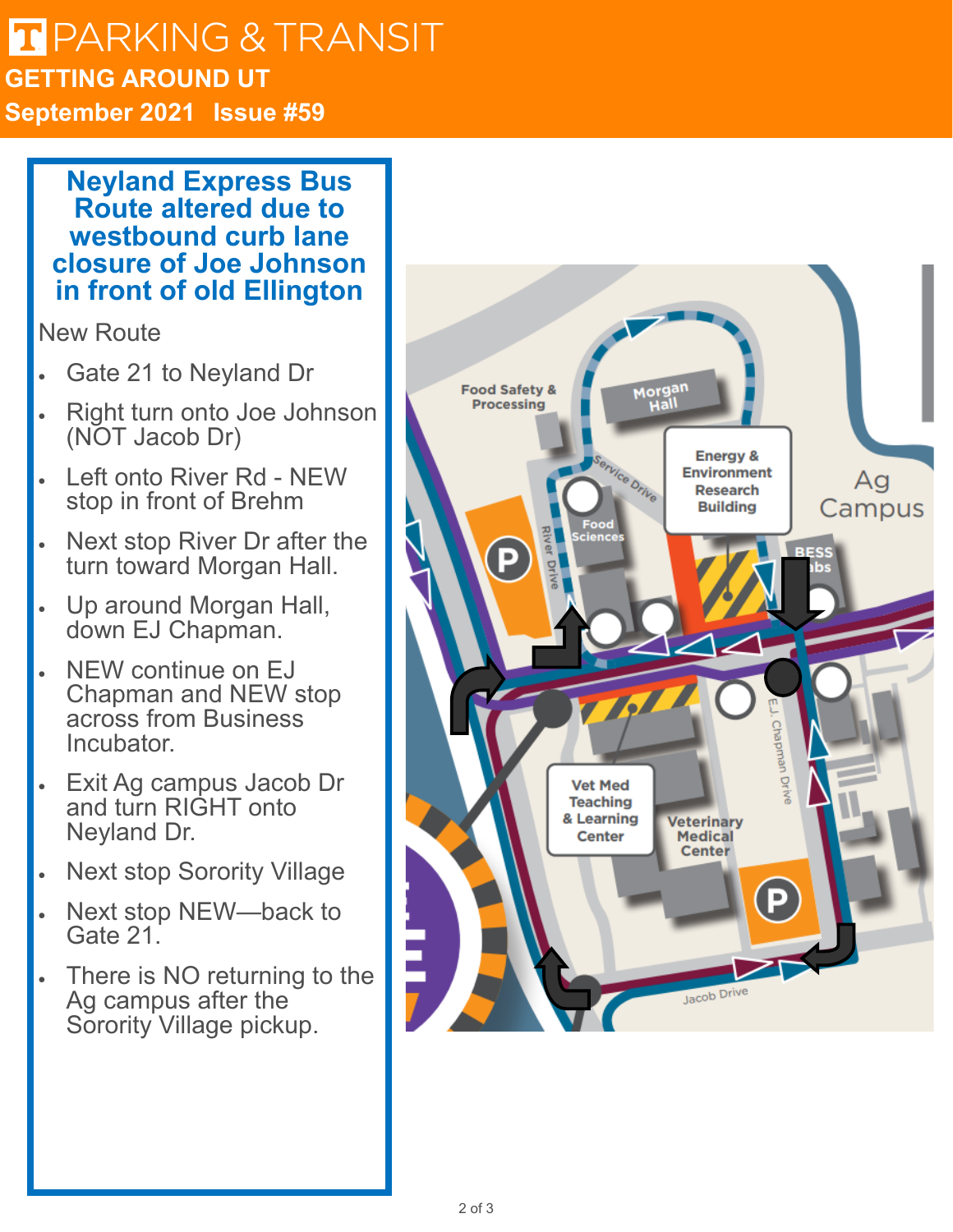# PARKING & TRANSIT

## GETTING AROUND UT

**September 2021 Issue #59**

## Neyland Express Bus Route altered due to westbound curb lane closure of Joe Johnson in front of old Ellington

New Route

- Gate 21 to Neyland Dr
- Right turn onto Joe Johnson (NOT Jacob Dr)
- Left onto River Rd - NEW stop in front of Brehm
- Next stop River Dr after the turn toward Morgan Hall.
- Up around Morgan Hall, down EJ Chapman.
- NEW continue on EJ Chapman and NEW stop across from Business Incubator.
- Exit Ag campus Jacob Dr and turn RIGHT onto Neyland Dr.
- Next stop Sorority Village
- Next stop NEW—back to Gate 21.
- There is NO returning to the Ag campus after the Sorority Village pickup.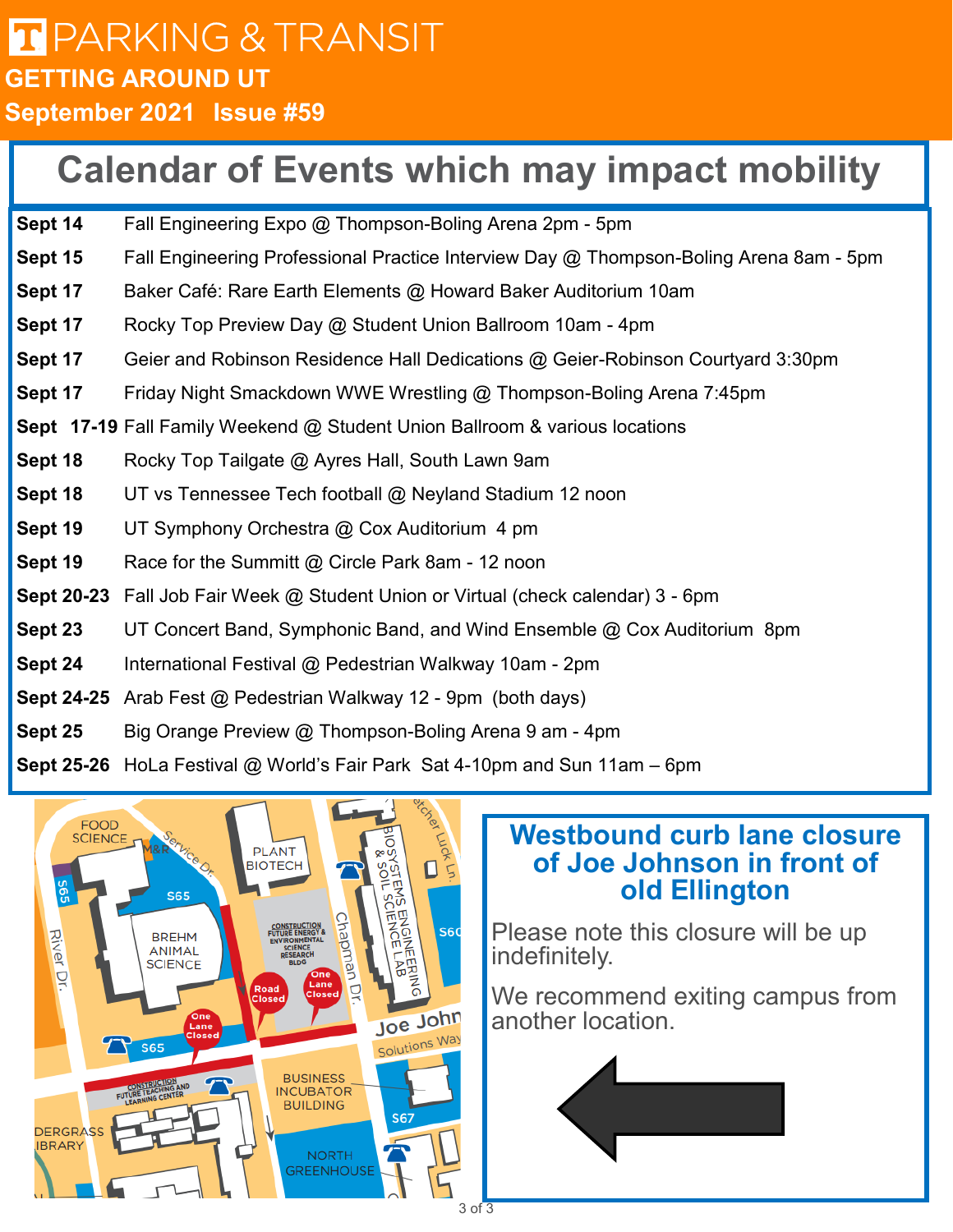# PARKING & TRANSIT

**GETTING AROUND UT**

**September 2021 Issue #59**

## Calendar of Events which may impact mobility

| | |
|---|---|
| **Sept 14** | Fall Engineering Expo @ Thompson-Boling Arena 2pm - 5pm |
| **Sept 15** | Fall Engineering Professional Practice Interview Day @ Thompson-Boling Arena 8am - 5pm |
| **Sept 17** | Baker Café: Rare Earth Elements @ Howard Baker Auditorium 10am |
| **Sept 17** | Rocky Top Preview Day @ Student Union Ballroom 10am - 4pm |
| **Sept 17** | Geier and Robinson Residence Hall Dedications @ Geier-Robinson Courtyard 3:30pm |
| **Sept 17** | Friday Night Smackdown WWE Wrestling @ Thompson-Boling Arena 7:45pm |
| **Sept 17-19** | Fall Family Weekend @ Student Union Ballroom & various locations |
| **Sept 18** | Rocky Top Tailgate @ Ayres Hall, South Lawn 9am |
| **Sept 18** | UT vs Tennessee Tech football @ Neyland Stadium 12 noon |
| **Sept 19** | UT Symphony Orchestra @ Cox Auditorium 4 pm |
| **Sept 19** | Race for the Summitt @ Circle Park 8am - 12 noon |
| **Sept 20-23** | Fall Job Fair Week @ Student Union or Virtual (check calendar) 3 - 6pm |
| **Sept 23** | UT Concert Band, Symphonic Band, and Wind Ensemble @ Cox Auditorium 8pm |
| **Sept 24** | International Festival @ Pedestrian Walkway 10am - 2pm |
| **Sept 24-25** | Arab Fest @ Pedestrian Walkway 12 - 9pm (both days) |
| **Sept 25** | Big Orange Preview @ Thompson-Boling Arena 9 am - 4pm |
| **Sept 25-26** | HoLa Festival @ World's Fair Park Sat 4-10pm and Sun 11am – 6pm |

FOOD SCIENCE
M&R
Service Dr.
PLANT BIOTECH
S65
River Dr.
BREHM ANIMAL SCIENCE
CONSTRUCTION FUTURE ENERGY & ENVIRONMENTAL SCIENCE RESEARCH BLDG
Road Closed
One Lane Closed
Chapman Dr.
BIOSYSTEMS ENGINEERING & SOIL SCIENCE LAB
Fletcher Luck Ln.
S60
One Lane Closed
Joe Johnson
Solutions Way
CONSTRUCTION FUTURE TEACHING AND LEARNING CENTER
BUSINESS INCUBATOR BUILDING
S67
HODGES LIBRARY
NORTH GREENHOUSE

## Westbound curb lane closure of Joe Johnson in front of old Ellington

Please note this closure will be up indefinitely.

We recommend exiting campus from another location.